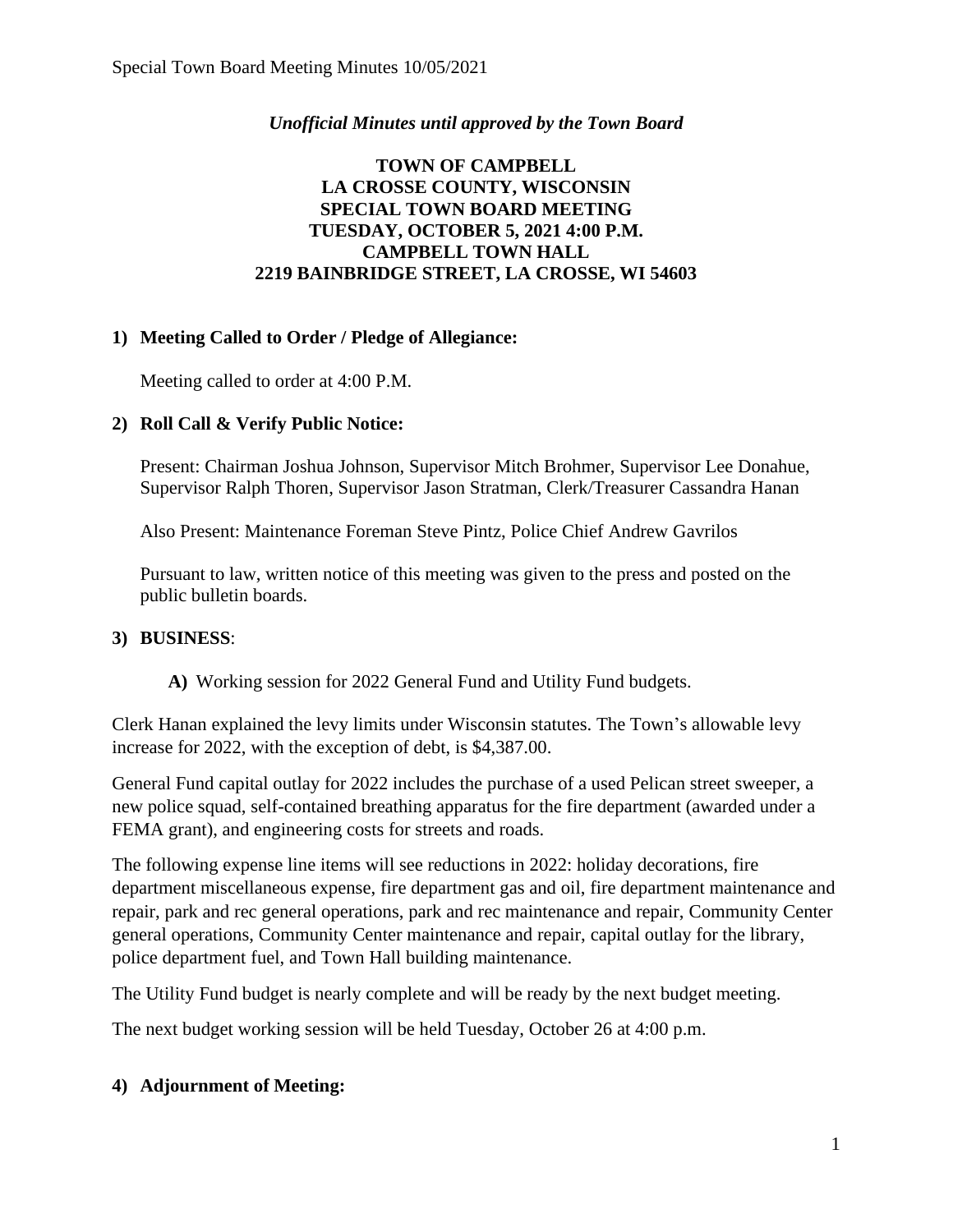*Unofficial Minutes until approved by the Town Board*

**TOWN OF CAMPBELL**
**LA CROSSE COUNTY, WISCONSIN**
**SPECIAL TOWN BOARD MEETING**
**TUESDAY, OCTOBER 5, 2021 4:00 P.M.**
**CAMPBELL TOWN HALL**
**2219 BAINBRIDGE STREET, LA CROSSE, WI 54603**

**1) Meeting Called to Order / Pledge of Allegiance:**

Meeting called to order at 4:00 P.M.

**2) Roll Call & Verify Public Notice:**

Present: Chairman Joshua Johnson, Supervisor Mitch Brohmer, Supervisor Lee Donahue, Supervisor Ralph Thoren, Supervisor Jason Stratman, Clerk/Treasurer Cassandra Hanan

Also Present: Maintenance Foreman Steve Pintz, Police Chief Andrew Gavrilos

Pursuant to law, written notice of this meeting was given to the press and posted on the public bulletin boards.

**3) BUSINESS**:

**A)** Working session for 2022 General Fund and Utility Fund budgets.

Clerk Hanan explained the levy limits under Wisconsin statutes. The Town's allowable levy increase for 2022, with the exception of debt, is $4,387.00.

General Fund capital outlay for 2022 includes the purchase of a used Pelican street sweeper, a new police squad, self-contained breathing apparatus for the fire department (awarded under a FEMA grant), and engineering costs for streets and roads.

The following expense line items will see reductions in 2022: holiday decorations, fire department miscellaneous expense, fire department gas and oil, fire department maintenance and repair, park and rec general operations, park and rec maintenance and repair, Community Center general operations, Community Center maintenance and repair, capital outlay for the library, police department fuel, and Town Hall building maintenance.

The Utility Fund budget is nearly complete and will be ready by the next budget meeting.

The next budget working session will be held Tuesday, October 26 at 4:00 p.m.

**4) Adjournment of Meeting:**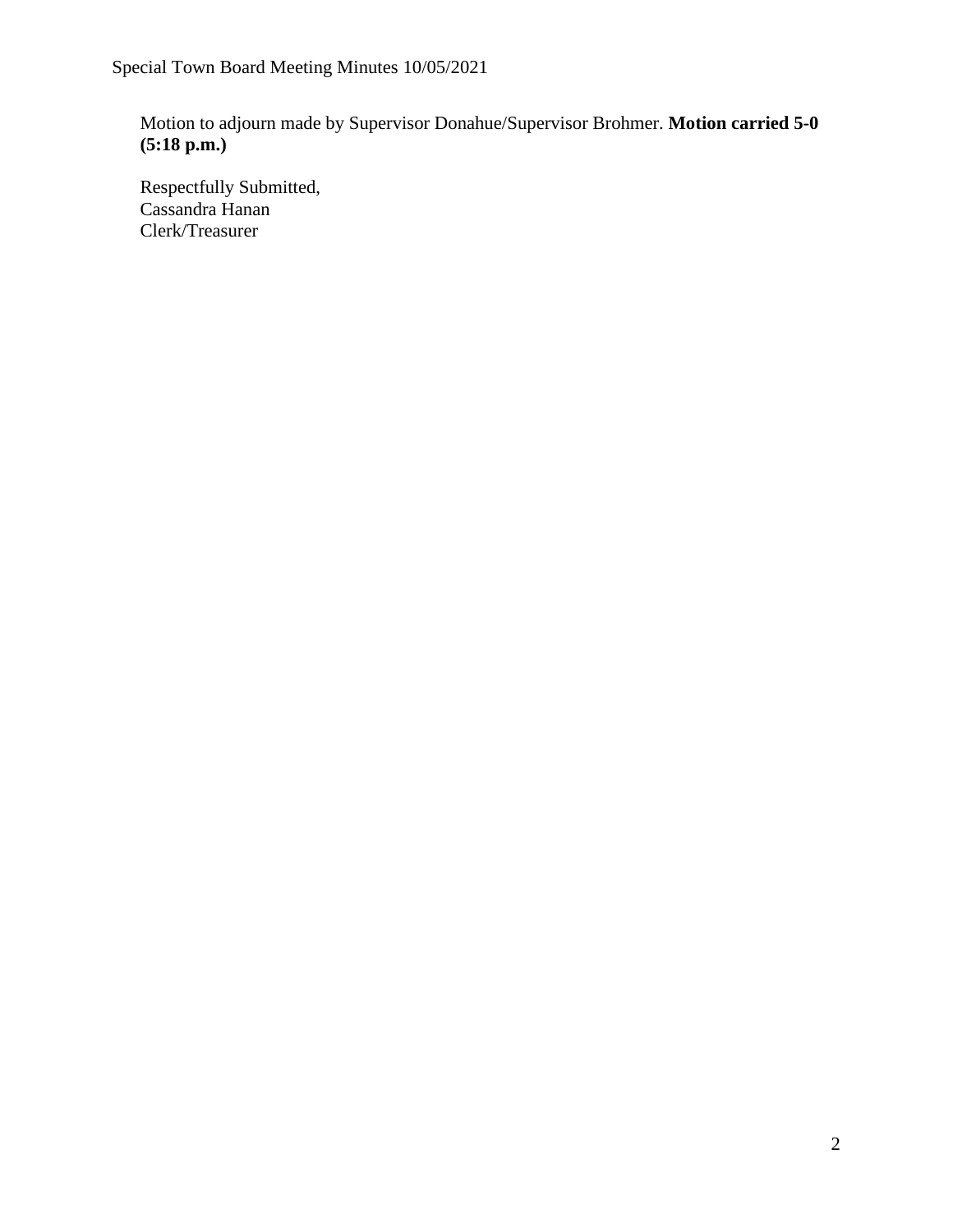Motion to adjourn made by Supervisor Donahue/Supervisor Brohmer. **Motion carried 5-0 (5:18 p.m.)**

Respectfully Submitted,
Cassandra Hanan
Clerk/Treasurer